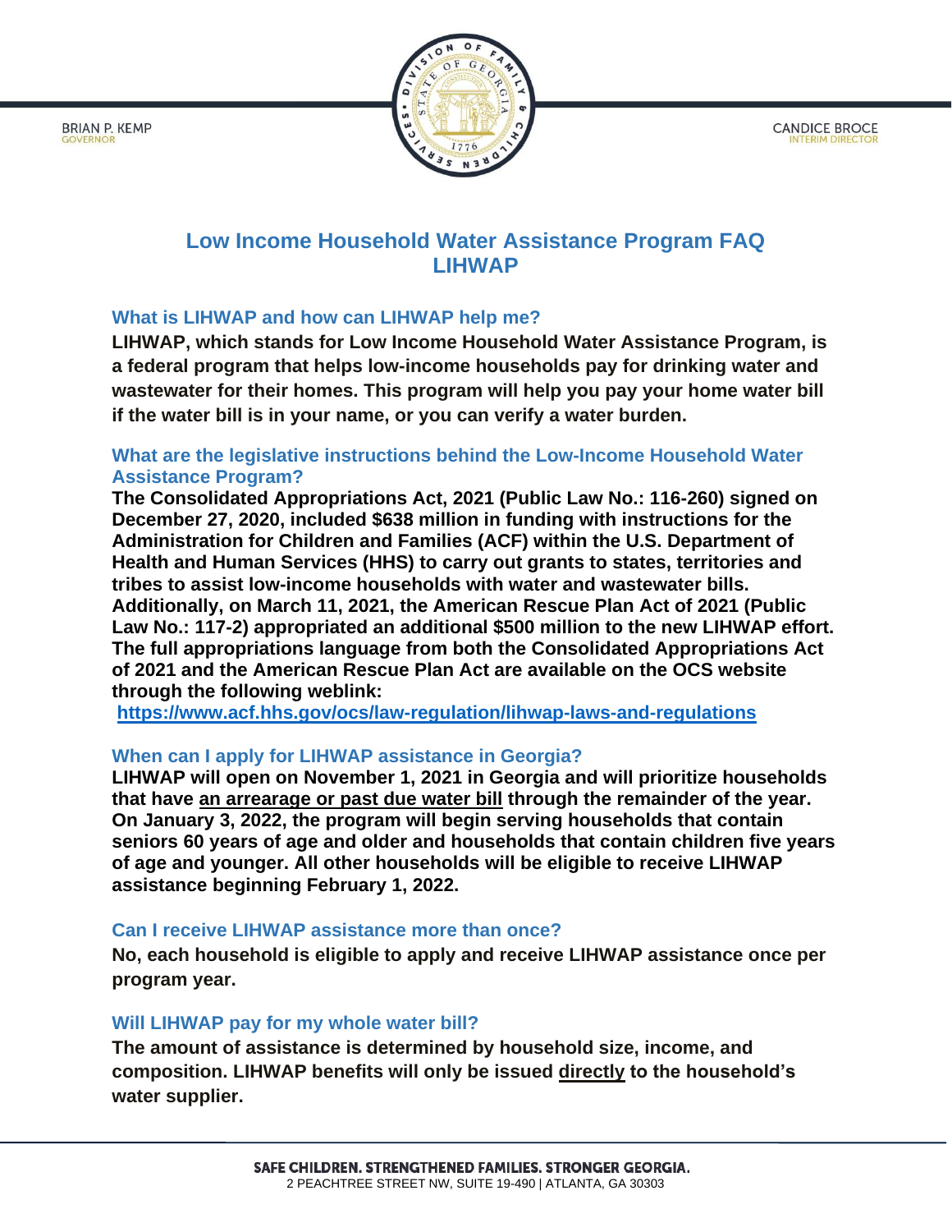BRIAN P. KEMP
GOVERNOR

CANDICE BROCE
INTERIM DIRECTOR

# Low Income Household Water Assistance Program FAQ LIHWAP

## What is LIHWAP and how can LIHWAP help me?

**LIHWAP, which stands for Low Income Household Water Assistance Program, is a federal program that helps low-income households pay for drinking water and wastewater for their homes. This program will help you pay your home water bill if the water bill is in your name, or you can verify a water burden.**

## What are the legislative instructions behind the Low-Income Household Water Assistance Program?

**The Consolidated Appropriations Act, 2021 (Public Law No.: 116-260) signed on December 27, 2020, included $638 million in funding with instructions for the Administration for Children and Families (ACF) within the U.S. Department of Health and Human Services (HHS) to carry out grants to states, territories and tribes to assist low-income households with water and wastewater bills. Additionally, on March 11, 2021, the American Rescue Plan Act of 2021 (Public Law No.: 117-2) appropriated an additional $500 million to the new LIHWAP effort. The full appropriations language from both the Consolidated Appropriations Act of 2021 and the American Rescue Plan Act are available on the OCS website through the following weblink:**
**https://www.acf.hhs.gov/ocs/law-regulation/lihwap-laws-and-regulations**

## When can I apply for LIHWAP assistance in Georgia?

**LIHWAP will open on November 1, 2021 in Georgia and will prioritize households that have an arrearage or past due water bill through the remainder of the year. On January 3, 2022, the program will begin serving households that contain seniors 60 years of age and older and households that contain children five years of age and younger. All other households will be eligible to receive LIHWAP assistance beginning February 1, 2022.**

## Can I receive LIHWAP assistance more than once?

**No, each household is eligible to apply and receive LIHWAP assistance once per program year.**

## Will LIHWAP pay for my whole water bill?

**The amount of assistance is determined by household size, income, and composition. LIHWAP benefits will only be issued directly to the household's water supplier.**

SAFE CHILDREN. STRENGTHENED FAMILIES. STRONGER GEORGIA.
2 PEACHTREE STREET NW, SUITE 19-490 | ATLANTA, GA 30303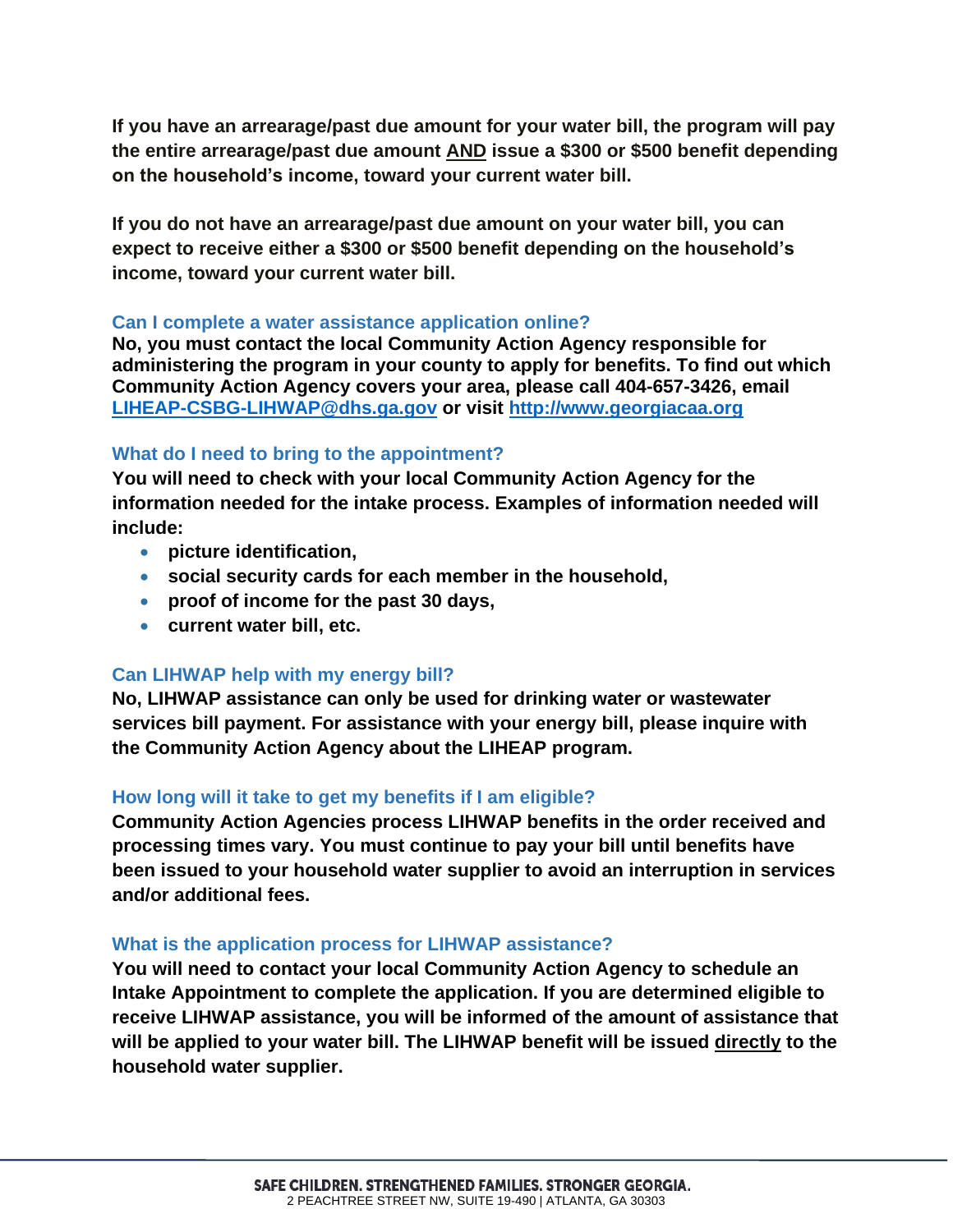**If you have an arrearage/past due amount for your water bill, the program will pay the entire arrearage/past due amount AND issue a $300 or $500 benefit depending on the household's income, toward your current water bill.**

**If you do not have an arrearage/past due amount on your water bill, you can expect to receive either a $300 or $500 benefit depending on the household's income, toward your current water bill.**

### Can I complete a water assistance application online?

**No, you must contact the local Community Action Agency responsible for administering the program in your county to apply for benefits. To find out which Community Action Agency covers your area, please call 404-657-3426, email [LIHEAP-CSBG-LIHWAP@dhs.ga.gov](mailto:LIHEAP-CSBG-LIHWAP@dhs.ga.gov) or visit [http://www.georgiacaa.org](http://www.georgiacaa.org)**

### What do I need to bring to the appointment?

**You will need to check with your local Community Action Agency for the information needed for the intake process. Examples of information needed will include:**

- **picture identification,**
- **social security cards for each member in the household,**
- **proof of income for the past 30 days,**
- **current water bill, etc.**

### Can LIHWAP help with my energy bill?

**No, LIHWAP assistance can only be used for drinking water or wastewater services bill payment. For assistance with your energy bill, please inquire with the Community Action Agency about the LIHEAP program.**

### How long will it take to get my benefits if I am eligible?

**Community Action Agencies process LIHWAP benefits in the order received and processing times vary. You must continue to pay your bill until benefits have been issued to your household water supplier to avoid an interruption in services and/or additional fees.**

### What is the application process for LIHWAP assistance?

**You will need to contact your local Community Action Agency to schedule an Intake Appointment to complete the application. If you are determined eligible to receive LIHWAP assistance, you will be informed of the amount of assistance that will be applied to your water bill. The LIHWAP benefit will be issued directly to the household water supplier.**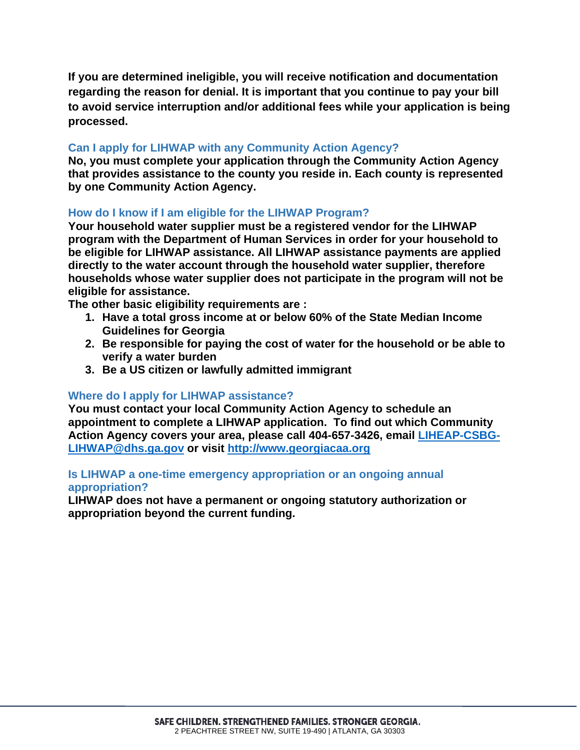**If you are determined ineligible, you will receive notification and documentation regarding the reason for denial. It is important that you continue to pay your bill to avoid service interruption and/or additional fees while your application is being processed.**

### Can I apply for LIHWAP with any Community Action Agency?

**No, you must complete your application through the Community Action Agency that provides assistance to the county you reside in. Each county is represented by one Community Action Agency.**

### How do I know if I am eligible for the LIHWAP Program?

**Your household water supplier must be a registered vendor for the LIHWAP program with the Department of Human Services in order for your household to be eligible for LIHWAP assistance. All LIHWAP assistance payments are applied directly to the water account through the household water supplier, therefore households whose water supplier does not participate in the program will not be eligible for assistance.**

**The other basic eligibility requirements are :**

1. **Have a total gross income at or below 60% of the State Median Income Guidelines for Georgia**
2. **Be responsible for paying the cost of water for the household or be able to verify a water burden**
3. **Be a US citizen or lawfully admitted immigrant**

### Where do I apply for LIHWAP assistance?

**You must contact your local Community Action Agency to schedule an appointment to complete a LIHWAP application. To find out which Community Action Agency covers your area, please call 404-657-3426, email [LIHEAP-CSBG-LIHWAP@dhs.ga.gov](mailto:LIHEAP-CSBG-LIHWAP@dhs.ga.gov) or visit [http://www.georgiacaa.org](http://www.georgiacaa.org)**

### Is LIHWAP a one-time emergency appropriation or an ongoing annual appropriation?

**LIHWAP does not have a permanent or ongoing statutory authorization or appropriation beyond the current funding.**